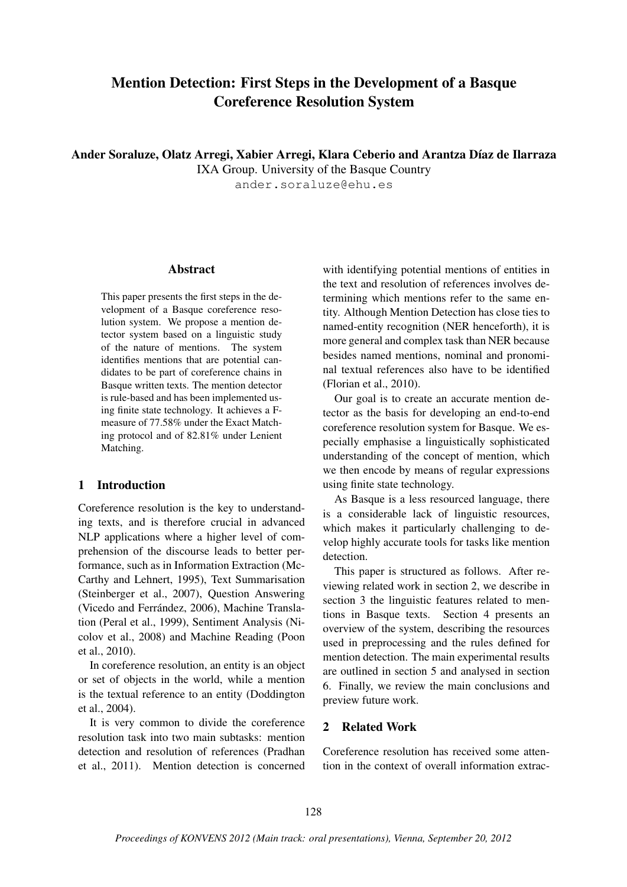# Mention Detection: First Steps in the Development of a Basque Coreference Resolution System

**Ander Soraluze, Olatz Arregi, Xabier Arregi, Klara Ceberio and Arantza Díaz de Ilarraza**
IXA Group. University of the Basque Country
ander.soraluze@ehu.es

## Abstract

This paper presents the first steps in the development of a Basque coreference resolution system. We propose a mention detector system based on a linguistic study of the nature of mentions. The system identifies mentions that are potential candidates to be part of coreference chains in Basque written texts. The mention detector is rule-based and has been implemented using finite state technology. It achieves a F-measure of 77.58% under the Exact Matching protocol and of 82.81% under Lenient Matching.

## 1 Introduction

Coreference resolution is the key to understanding texts, and is therefore crucial in advanced NLP applications where a higher level of comprehension of the discourse leads to better performance, such as in Information Extraction (McCarthy and Lehnert, 1995), Text Summarisation (Steinberger et al., 2007), Question Answering (Vicedo and Ferrández, 2006), Machine Translation (Peral et al., 1999), Sentiment Analysis (Nicolov et al., 2008) and Machine Reading (Poon et al., 2010).

In coreference resolution, an entity is an object or set of objects in the world, while a mention is the textual reference to an entity (Doddington et al., 2004).

It is very common to divide the coreference resolution task into two main subtasks: mention detection and resolution of references (Pradhan et al., 2011). Mention detection is concerned with identifying potential mentions of entities in the text and resolution of references involves determining which mentions refer to the same entity. Although Mention Detection has close ties to named-entity recognition (NER henceforth), it is more general and complex task than NER because besides named mentions, nominal and pronominal textual references also have to be identified (Florian et al., 2010).

Our goal is to create an accurate mention detector as the basis for developing an end-to-end coreference resolution system for Basque. We especially emphasise a linguistically sophisticated understanding of the concept of mention, which we then encode by means of regular expressions using finite state technology.

As Basque is a less resourced language, there is a considerable lack of linguistic resources, which makes it particularly challenging to develop highly accurate tools for tasks like mention detection.

This paper is structured as follows. After reviewing related work in section 2, we describe in section 3 the linguistic features related to mentions in Basque texts. Section 4 presents an overview of the system, describing the resources used in preprocessing and the rules defined for mention detection. The main experimental results are outlined in section 5 and analysed in section 6. Finally, we review the main conclusions and preview future work.

## 2 Related Work

Coreference resolution has received some attention in the context of overall information extrac-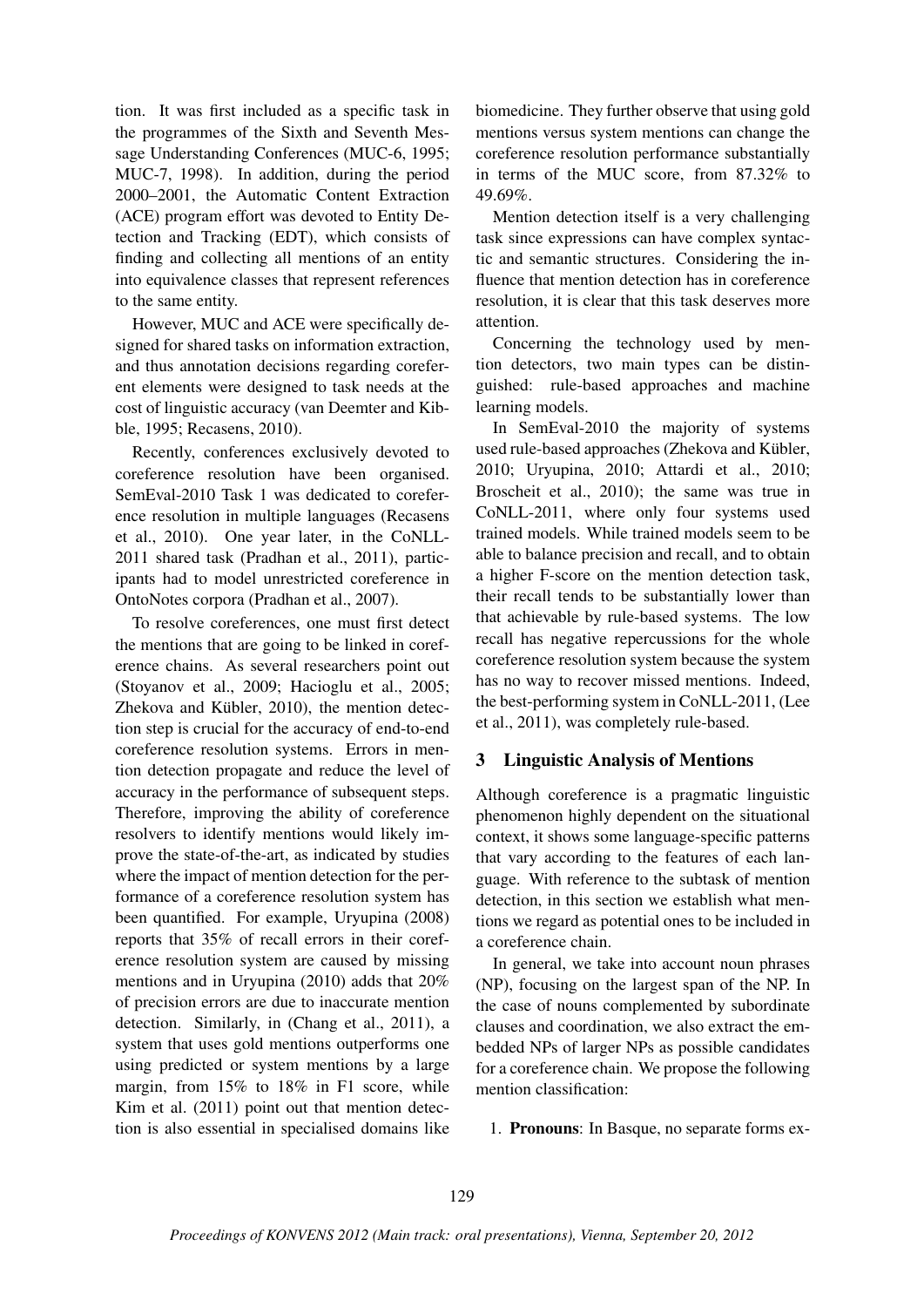tion. It was first included as a specific task in the programmes of the Sixth and Seventh Message Understanding Conferences (MUC-6, 1995; MUC-7, 1998). In addition, during the period 2000–2001, the Automatic Content Extraction (ACE) program effort was devoted to Entity Detection and Tracking (EDT), which consists of finding and collecting all mentions of an entity into equivalence classes that represent references to the same entity.

However, MUC and ACE were specifically designed for shared tasks on information extraction, and thus annotation decisions regarding coreferent elements were designed to task needs at the cost of linguistic accuracy (van Deemter and Kibble, 1995; Recasens, 2010).

Recently, conferences exclusively devoted to coreference resolution have been organised. SemEval-2010 Task 1 was dedicated to coreference resolution in multiple languages (Recasens et al., 2010). One year later, in the CoNLL-2011 shared task (Pradhan et al., 2011), participants had to model unrestricted coreference in OntoNotes corpora (Pradhan et al., 2007).

To resolve coreferences, one must first detect the mentions that are going to be linked in coreference chains. As several researchers point out (Stoyanov et al., 2009; Hacioglu et al., 2005; Zhekova and Kübler, 2010), the mention detection step is crucial for the accuracy of end-to-end coreference resolution systems. Errors in mention detection propagate and reduce the level of accuracy in the performance of subsequent steps. Therefore, improving the ability of coreference resolvers to identify mentions would likely improve the state-of-the-art, as indicated by studies where the impact of mention detection for the performance of a coreference resolution system has been quantified. For example, Uryupina (2008) reports that 35% of recall errors in their coreference resolution system are caused by missing mentions and in Uryupina (2010) adds that 20% of precision errors are due to inaccurate mention detection. Similarly, in (Chang et al., 2011), a system that uses gold mentions outperforms one using predicted or system mentions by a large margin, from 15% to 18% in F1 score, while Kim et al. (2011) point out that mention detection is also essential in specialised domains like biomedicine. They further observe that using gold mentions versus system mentions can change the coreference resolution performance substantially in terms of the MUC score, from 87.32% to 49.69%.

Mention detection itself is a very challenging task since expressions can have complex syntactic and semantic structures. Considering the influence that mention detection has in coreference resolution, it is clear that this task deserves more attention.

Concerning the technology used by mention detectors, two main types can be distinguished: rule-based approaches and machine learning models.

In SemEval-2010 the majority of systems used rule-based approaches (Zhekova and Kübler, 2010; Uryupina, 2010; Attardi et al., 2010; Broscheit et al., 2010); the same was true in CoNLL-2011, where only four systems used trained models. While trained models seem to be able to balance precision and recall, and to obtain a higher F-score on the mention detection task, their recall tends to be substantially lower than that achievable by rule-based systems. The low recall has negative repercussions for the whole coreference resolution system because the system has no way to recover missed mentions. Indeed, the best-performing system in CoNLL-2011, (Lee et al., 2011), was completely rule-based.

## 3 Linguistic Analysis of Mentions

Although coreference is a pragmatic linguistic phenomenon highly dependent on the situational context, it shows some language-specific patterns that vary according to the features of each language. With reference to the subtask of mention detection, in this section we establish what mentions we regard as potential ones to be included in a coreference chain.

In general, we take into account noun phrases (NP), focusing on the largest span of the NP. In the case of nouns complemented by subordinate clauses and coordination, we also extract the embedded NPs of larger NPs as possible candidates for a coreference chain. We propose the following mention classification:

1. **Pronouns**: In Basque, no separate forms ex-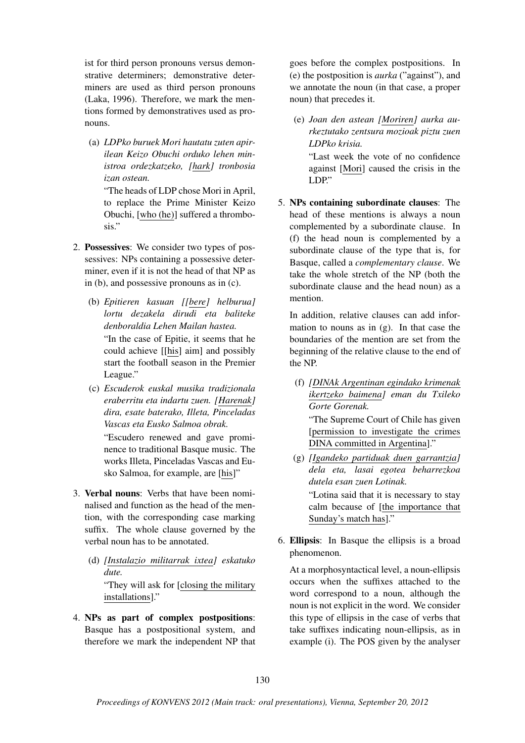ist for third person pronouns versus demonstrative determiners; demonstrative determiners are used as third person pronouns (Laka, 1996). Therefore, we mark the mentions formed by demonstratives used as pronouns.

(a) *LDPko buruek Mori hautatu zuten apirilean Keizo Obuchi orduko lehen ministroa ordezkatzeko, [hark] tronbosia izan ostean.*
"The heads of LDP chose Mori in April, to replace the Prime Minister Keizo Obuchi, [who (he)] suffered a thrombosis."

2. **Possessives**: We consider two types of possessives: NPs containing a possessive determiner, even if it is not the head of that NP as in (b), and possessive pronouns as in (c).

   (b) *Epitieren kasuan [[bere] helburua] lortu dezakela dirudi eta baliteke denboraldia Lehen Mailan hastea.*
   "In the case of Epitie, it seems that he could achieve [[his] aim] and possibly start the football season in the Premier League."

   (c) *Escuderok euskal musika tradizionala eraberritu eta indartu zuen. [Harenak] dira, esate baterako, Illeta, Pinceladas Vascas eta Eusko Salmoa obrak.*
   "Escudero renewed and gave prominence to traditional Basque music. The works Illeta, Pinceladas Vascas and Eusko Salmoa, for example, are [his]"

3. **Verbal nouns**: Verbs that have been nominalised and function as the head of the mention, with the corresponding case marking suffix. The whole clause governed by the verbal noun has to be annotated.

   (d) *[Instalazio militarrak ixtea] eskatuko dute.*
   "They will ask for [closing the military installations]."

4. **NPs as part of complex postpositions**: Basque has a postpositional system, and therefore we mark the independent NP that goes before the complex postpositions. In (e) the postposition is *aurka* ("against"), and we annotate the noun (in that case, a proper noun) that precedes it.

   (e) *Joan den astean [Moriren] aurka aurkeztutako zentsura mozioak piztu zuen LDPko krisia.*
   "Last week the vote of no confidence against [Mori] caused the crisis in the LDP."

5. **NPs containing subordinate clauses**: The head of these mentions is always a noun complemented by a subordinate clause. In (f) the head noun is complemented by a subordinate clause of the type that is, for Basque, called a *complementary clause*. We take the whole stretch of the NP (both the subordinate clause and the head noun) as a mention.

   In addition, relative clauses can add information to nouns as in (g). In that case the boundaries of the mention are set from the beginning of the relative clause to the end of the NP.

   (f) *[DINAk Argentinan egindako krimenak ikertzeko baimena] eman du Txileko Gorte Gorenak.*
   "The Supreme Court of Chile has given [permission to investigate the crimes DINA committed in Argentina]."

   (g) *[Igandeko partiduak duen garrantzia] dela eta, lasai egotea beharrezkoa dutela esan zuen Lotinak.*
   "Lotina said that it is necessary to stay calm because of [the importance that Sunday's match has]."

6. **Ellipsis**: In Basque the ellipsis is a broad phenomenon.

   At a morphosyntactical level, a noun-ellipsis occurs when the suffixes attached to the word correspond to a noun, although the noun is not explicit in the word. We consider this type of ellipsis in the case of verbs that take suffixes indicating noun-ellipsis, as in example (i). The POS given by the analyser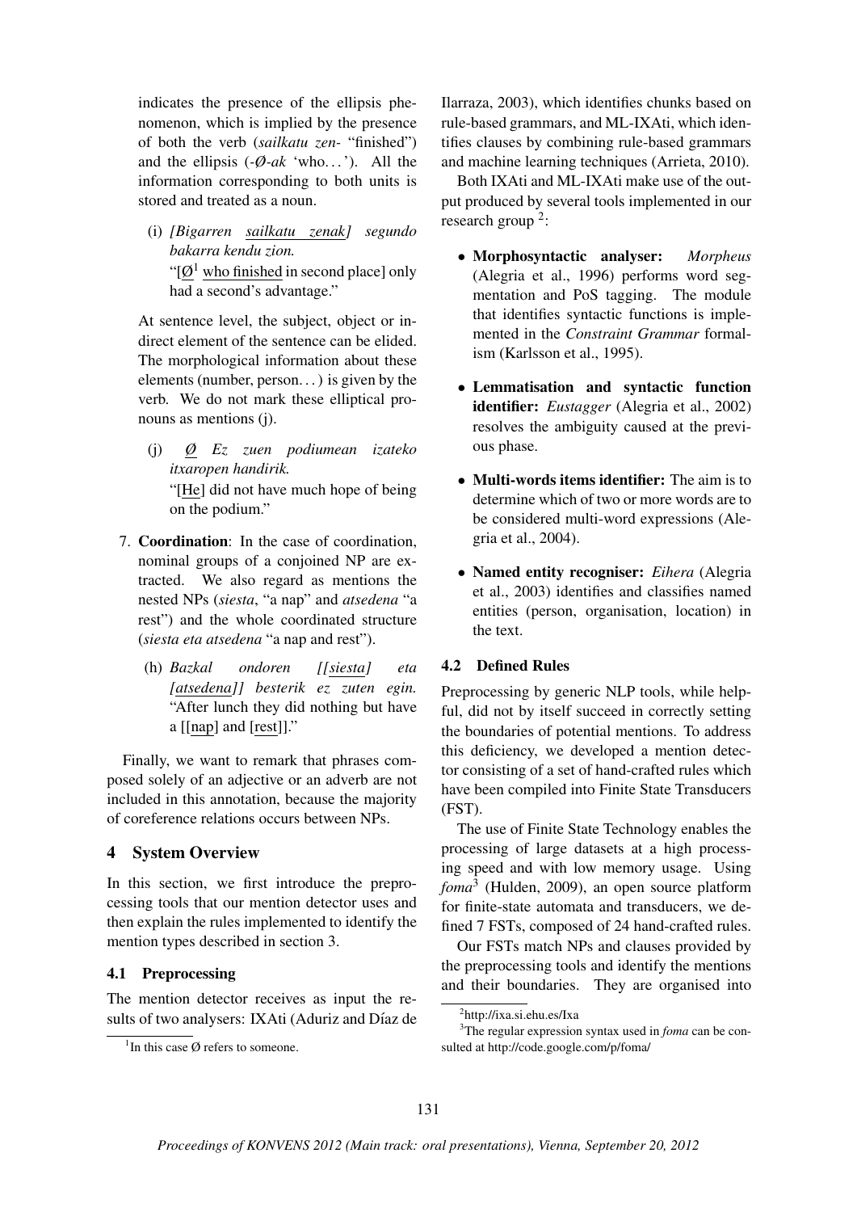indicates the presence of the ellipsis phenomenon, which is implied by the presence of both the verb (*sailkatu zen-* "finished") and the ellipsis (*-Ø-ak* 'who...'). All the information corresponding to both units is stored and treated as a noun.

(i) *[Bigarren sailkatu zenak] segundo bakarra kendu zion.*
"[Ø[1] who finished in second place] only had a second's advantage."

At sentence level, the subject, object or indirect element of the sentence can be elided. The morphological information about these elements (number, person...) is given by the verb. We do not mark these elliptical pronouns as mentions (j).

(j) *Ø Ez zuen podiumean izateko itxaropen handirik.*
"[He] did not have much hope of being on the podium."

7. **Coordination**: In the case of coordination, nominal groups of a conjoined NP are extracted. We also regard as mentions the nested NPs (*siesta*, "a nap" and *atsedena* "a rest") and the whole coordinated structure (*siesta eta atsedena* "a nap and rest").

   (h) *Bazkal ondoren [[siesta] eta [atsedena]] besterik ez zuten egin.*
   "After lunch they did nothing but have a [[nap] and [rest]]."

Finally, we want to remark that phrases composed solely of an adjective or an adverb are not included in this annotation, because the majority of coreference relations occurs between NPs.

## 4 System Overview

In this section, we first introduce the preprocessing tools that our mention detector uses and then explain the rules implemented to identify the mention types described in section 3.

### 4.1 Preprocessing

The mention detector receives as input the results of two analysers: IXAti (Aduriz and Díaz de Ilarraza, 2003), which identifies chunks based on rule-based grammars, and ML-IXAti, which identifies clauses by combining rule-based grammars and machine learning techniques (Arrieta, 2010).

Both IXAti and ML-IXAti make use of the output produced by several tools implemented in our research group [2]:

- **Morphosyntactic analyser:** *Morpheus* (Alegria et al., 1996) performs word segmentation and PoS tagging. The module that identifies syntactic functions is implemented in the *Constraint Grammar* formalism (Karlsson et al., 1995).
- **Lemmatisation and syntactic function identifier:** *Eustagger* (Alegria et al., 2002) resolves the ambiguity caused at the previous phase.
- **Multi-words items identifier:** The aim is to determine which of two or more words are to be considered multi-word expressions (Alegria et al., 2004).
- **Named entity recogniser:** *Eihera* (Alegria et al., 2003) identifies and classifies named entities (person, organisation, location) in the text.

### 4.2 Defined Rules

Preprocessing by generic NLP tools, while helpful, did not by itself succeed in correctly setting the boundaries of potential mentions. To address this deficiency, we developed a mention detector consisting of a set of hand-crafted rules which have been compiled into Finite State Transducers (FST).

The use of Finite State Technology enables the processing of large datasets at a high processing speed and with low memory usage. Using *foma*[3] (Hulden, 2009), an open source platform for finite-state automata and transducers, we defined 7 FSTs, composed of 24 hand-crafted rules.

Our FSTs match NPs and clauses provided by the preprocessing tools and identify the mentions and their boundaries. They are organised into

[1] In this case Ø refers to someone.

[2] http://ixa.si.ehu.es/Ixa

[3] The regular expression syntax used in *foma* can be consulted at http://code.google.com/p/foma/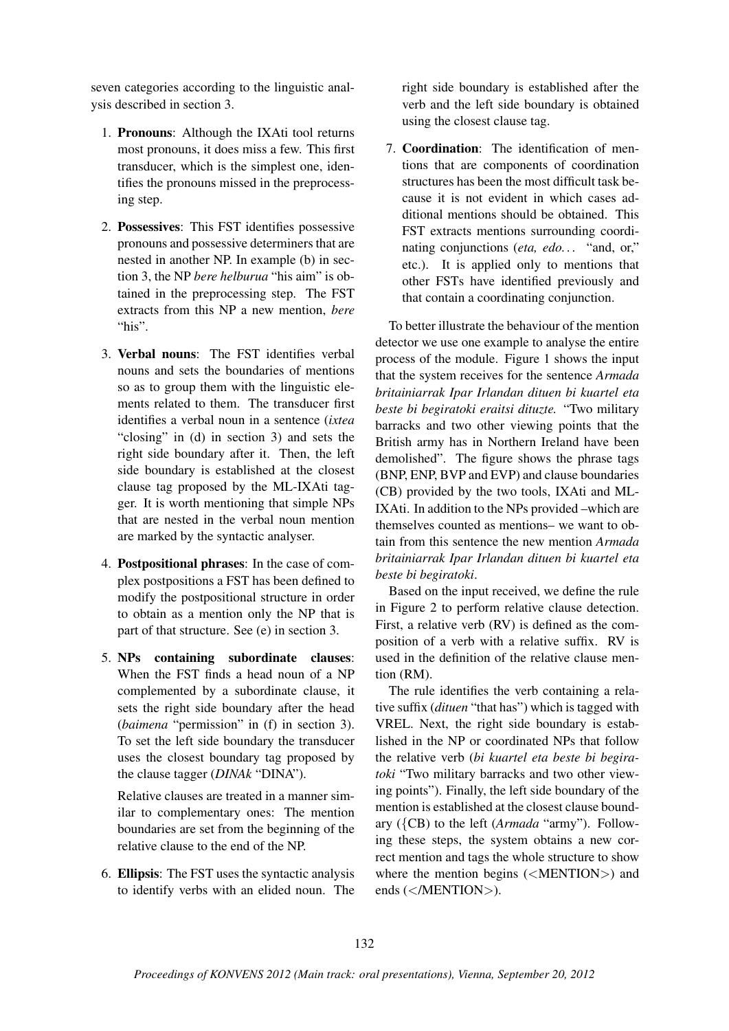seven categories according to the linguistic analysis described in section 3.

1. **Pronouns**: Although the IXAti tool returns most pronouns, it does miss a few. This first transducer, which is the simplest one, identifies the pronouns missed in the preprocessing step.

2. **Possessives**: This FST identifies possessive pronouns and possessive determiners that are nested in another NP. In example (b) in section 3, the NP *bere helburua* "his aim" is obtained in the preprocessing step. The FST extracts from this NP a new mention, *bere* "his".

3. **Verbal nouns**: The FST identifies verbal nouns and sets the boundaries of mentions so as to group them with the linguistic elements related to them. The transducer first identifies a verbal noun in a sentence (*ixtea* "closing" in (d) in section 3) and sets the right side boundary after it. Then, the left side boundary is established at the closest clause tag proposed by the ML-IXAti tagger. It is worth mentioning that simple NPs that are nested in the verbal noun mention are marked by the syntactic analyser.

4. **Postpositional phrases**: In the case of complex postpositions a FST has been defined to modify the postpositional structure in order to obtain as a mention only the NP that is part of that structure. See (e) in section 3.

5. **NPs containing subordinate clauses**: When the FST finds a head noun of a NP complemented by a subordinate clause, it sets the right side boundary after the head (*baimena* "permission" in (f) in section 3). To set the left side boundary the transducer uses the closest boundary tag proposed by the clause tagger (*DINAk* "DINA").

   Relative clauses are treated in a manner similar to complementary ones: The mention boundaries are set from the beginning of the relative clause to the end of the NP.

6. **Ellipsis**: The FST uses the syntactic analysis to identify verbs with an elided noun. The right side boundary is established after the verb and the left side boundary is obtained using the closest clause tag.

7. **Coordination**: The identification of mentions that are components of coordination structures has been the most difficult task because it is not evident in which cases additional mentions should be obtained. This FST extracts mentions surrounding coordinating conjunctions (*eta, edo...* "and, or," etc.). It is applied only to mentions that other FSTs have identified previously and that contain a coordinating conjunction.

To better illustrate the behaviour of the mention detector we use one example to analyse the entire process of the module. Figure 1 shows the input that the system receives for the sentence *Armada britainiarrak Ipar Irlandan dituen bi kuartel eta beste bi begiratoki eraitsi dituzte.* "Two military barracks and two other viewing points that the British army has in Northern Ireland have been demolished". The figure shows the phrase tags (BNP, ENP, BVP and EVP) and clause boundaries (CB) provided by the two tools, IXAti and ML-IXAti. In addition to the NPs provided –which are themselves counted as mentions– we want to obtain from this sentence the new mention *Armada britainiarrak Ipar Irlandan dituen bi kuartel eta beste bi begiratoki*.

Based on the input received, we define the rule in Figure 2 to perform relative clause detection. First, a relative verb (RV) is defined as the composition of a verb with a relative suffix. RV is used in the definition of the relative clause mention (RM).

The rule identifies the verb containing a relative suffix (*dituen* "that has") which is tagged with VREL. Next, the right side boundary is established in the NP or coordinated NPs that follow the relative verb (*bi kuartel eta beste bi begiratoki* "Two military barracks and two other viewing points"). Finally, the left side boundary of the mention is established at the closest clause boundary ({CB) to the left (*Armada* "army"). Following these steps, the system obtains a new correct mention and tags the whole structure to show where the mention begins (<MENTION>) and ends (</MENTION>).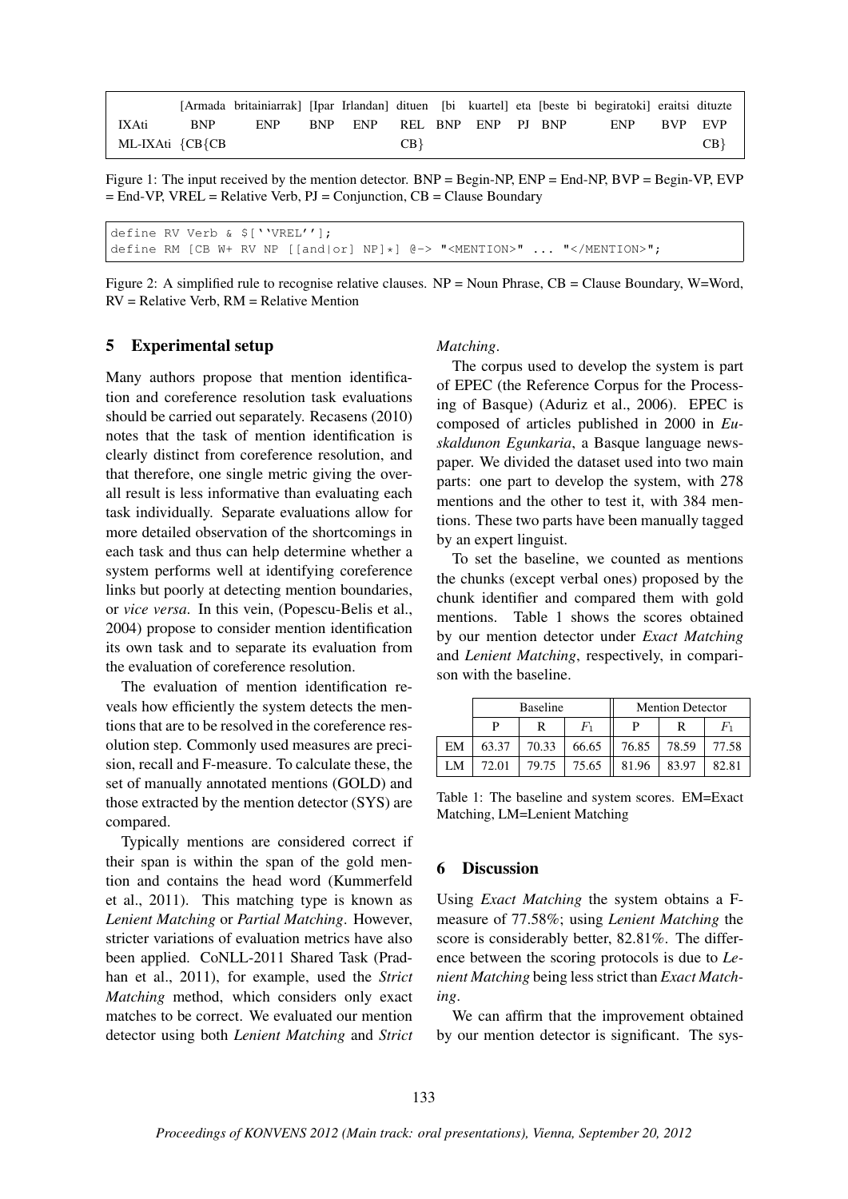| | [Armada britainiarrak] | [Ipar Irlandan] | dituen | [bi kuartel] | eta | [beste bi begiratoki] | eraitsi | dituzte |
|---|---|---|---|---|---|---|---|---|
| IXAti | BNP ENP | BNP ENP | REL | BNP ENP | PJ | BNP ENP | BVP | EVP |
| ML-IXAti | {CB{CB | | CB} | | | | | CB} |

Figure 1: The input received by the mention detector. BNP = Begin-NP, ENP = End-NP, BVP = Begin-VP, EVP = End-VP, VREL = Relative Verb, PJ = Conjunction, CB = Clause Boundary

```
define RV Verb & $[``VREL''];
define RM [CB W+ RV NP [[and|or] NP]*] @-> "<MENTION>" ... "</MENTION>";
```

Figure 2: A simplified rule to recognise relative clauses. NP = Noun Phrase, CB = Clause Boundary, W=Word, RV = Relative Verb, RM = Relative Mention

## 5 Experimental setup

Many authors propose that mention identification and coreference resolution task evaluations should be carried out separately. Recasens (2010) notes that the task of mention identification is clearly distinct from coreference resolution, and that therefore, one single metric giving the overall result is less informative than evaluating each task individually. Separate evaluations allow for more detailed observation of the shortcomings in each task and thus can help determine whether a system performs well at identifying coreference links but poorly at detecting mention boundaries, or *vice versa*. In this vein, (Popescu-Belis et al., 2004) propose to consider mention identification its own task and to separate its evaluation from the evaluation of coreference resolution.

The evaluation of mention identification reveals how efficiently the system detects the mentions that are to be resolved in the coreference resolution step. Commonly used measures are precision, recall and F-measure. To calculate these, the set of manually annotated mentions (GOLD) and those extracted by the mention detector (SYS) are compared.

Typically mentions are considered correct if their span is within the span of the gold mention and contains the head word (Kummerfeld et al., 2011). This matching type is known as *Lenient Matching* or *Partial Matching*. However, stricter variations of evaluation metrics have also been applied. CoNLL-2011 Shared Task (Pradhan et al., 2011), for example, used the *Strict Matching* method, which considers only exact matches to be correct. We evaluated our mention detector using both *Lenient Matching* and *Strict Matching*.

The corpus used to develop the system is part of EPEC (the Reference Corpus for the Processing of Basque) (Aduriz et al., 2006). EPEC is composed of articles published in 2000 in *Euskaldunon Egunkaria*, a Basque language newspaper. We divided the dataset used into two main parts: one part to develop the system, with 278 mentions and the other to test it, with 384 mentions. These two parts have been manually tagged by an expert linguist.

To set the baseline, we counted as mentions the chunks (except verbal ones) proposed by the chunk identifier and compared them with gold mentions. Table 1 shows the scores obtained by our mention detector under *Exact Matching* and *Lenient Matching*, respectively, in comparison with the baseline.

| | Baseline | | | Mention Detector | | |
|---|---|---|---|---|---|---|
| | P | R | $F_1$ | P | R | $F_1$ |
| EM | 63.37 | 70.33 | 66.65 | 76.85 | 78.59 | 77.58 |
| LM | 72.01 | 79.75 | 75.65 | 81.96 | 83.97 | 82.81 |

Table 1: The baseline and system scores. EM=Exact Matching, LM=Lenient Matching

## 6 Discussion

Using *Exact Matching* the system obtains a F-measure of 77.58%; using *Lenient Matching* the score is considerably better, 82.81%. The difference between the scoring protocols is due to *Lenient Matching* being less strict than *Exact Matching*.

We can affirm that the improvement obtained by our mention detector is significant. The sys-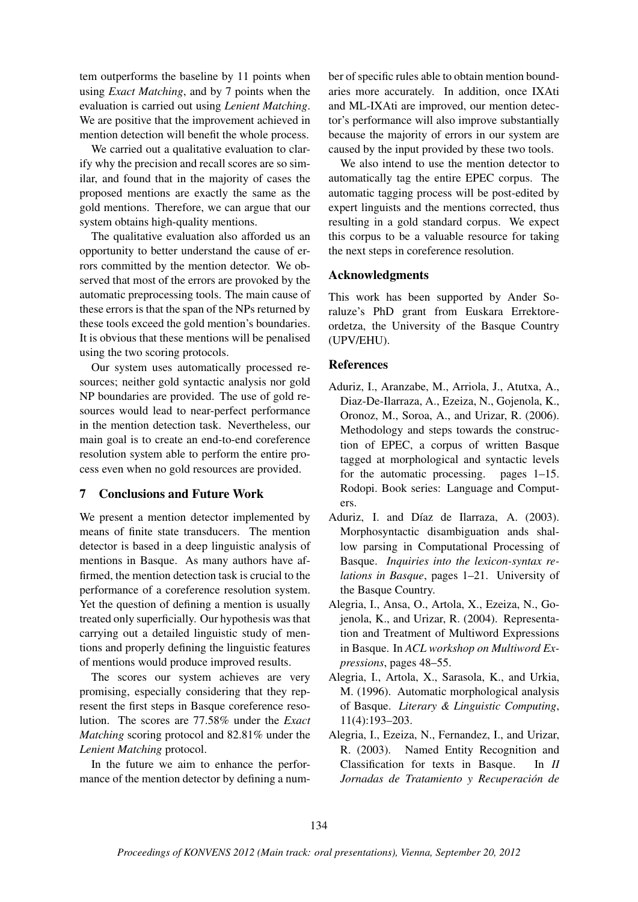tem outperforms the baseline by 11 points when using *Exact Matching*, and by 7 points when the evaluation is carried out using *Lenient Matching*. We are positive that the improvement achieved in mention detection will benefit the whole process.

We carried out a qualitative evaluation to clarify why the precision and recall scores are so similar, and found that in the majority of cases the proposed mentions are exactly the same as the gold mentions. Therefore, we can argue that our system obtains high-quality mentions.

The qualitative evaluation also afforded us an opportunity to better understand the cause of errors committed by the mention detector. We observed that most of the errors are provoked by the automatic preprocessing tools. The main cause of these errors is that the span of the NPs returned by these tools exceed the gold mention's boundaries. It is obvious that these mentions will be penalised using the two scoring protocols.

Our system uses automatically processed resources; neither gold syntactic analysis nor gold NP boundaries are provided. The use of gold resources would lead to near-perfect performance in the mention detection task. Nevertheless, our main goal is to create an end-to-end coreference resolution system able to perform the entire process even when no gold resources are provided.

## 7 Conclusions and Future Work

We present a mention detector implemented by means of finite state transducers. The mention detector is based in a deep linguistic analysis of mentions in Basque. As many authors have affirmed, the mention detection task is crucial to the performance of a coreference resolution system. Yet the question of defining a mention is usually treated only superficially. Our hypothesis was that carrying out a detailed linguistic study of mentions and properly defining the linguistic features of mentions would produce improved results.

The scores our system achieves are very promising, especially considering that they represent the first steps in Basque coreference resolution. The scores are 77.58% under the *Exact Matching* scoring protocol and 82.81% under the *Lenient Matching* protocol.

In the future we aim to enhance the performance of the mention detector by defining a number of specific rules able to obtain mention boundaries more accurately. In addition, once IXAti and ML-IXAti are improved, our mention detector's performance will also improve substantially because the majority of errors in our system are caused by the input provided by these two tools.

We also intend to use the mention detector to automatically tag the entire EPEC corpus. The automatic tagging process will be post-edited by expert linguists and the mentions corrected, thus resulting in a gold standard corpus. We expect this corpus to be a valuable resource for taking the next steps in coreference resolution.

## Acknowledgments

This work has been supported by Ander Soraluze's PhD grant from Euskara Errektoreordetza, the University of the Basque Country (UPV/EHU).

## References

Aduriz, I., Aranzabe, M., Arriola, J., Atutxa, A., Diaz-De-Ilarraza, A., Ezeiza, N., Gojenola, K., Oronoz, M., Soroa, A., and Urizar, R. (2006). Methodology and steps towards the construction of EPEC, a corpus of written Basque tagged at morphological and syntactic levels for the automatic processing. pages 1–15. Rodopi. Book series: Language and Computers.

Aduriz, I. and Díaz de Ilarraza, A. (2003). Morphosyntactic disambiguation ands shallow parsing in Computational Processing of Basque. *Inquiries into the lexicon-syntax relations in Basque*, pages 1–21. University of the Basque Country.

Alegria, I., Ansa, O., Artola, X., Ezeiza, N., Gojenola, K., and Urizar, R. (2004). Representation and Treatment of Multiword Expressions in Basque. In *ACL workshop on Multiword Expressions*, pages 48–55.

Alegria, I., Artola, X., Sarasola, K., and Urkia, M. (1996). Automatic morphological analysis of Basque. *Literary & Linguistic Computing*, 11(4):193–203.

Alegria, I., Ezeiza, N., Fernandez, I., and Urizar, R. (2003). Named Entity Recognition and Classification for texts in Basque. In *II Jornadas de Tratamiento y Recuperación de*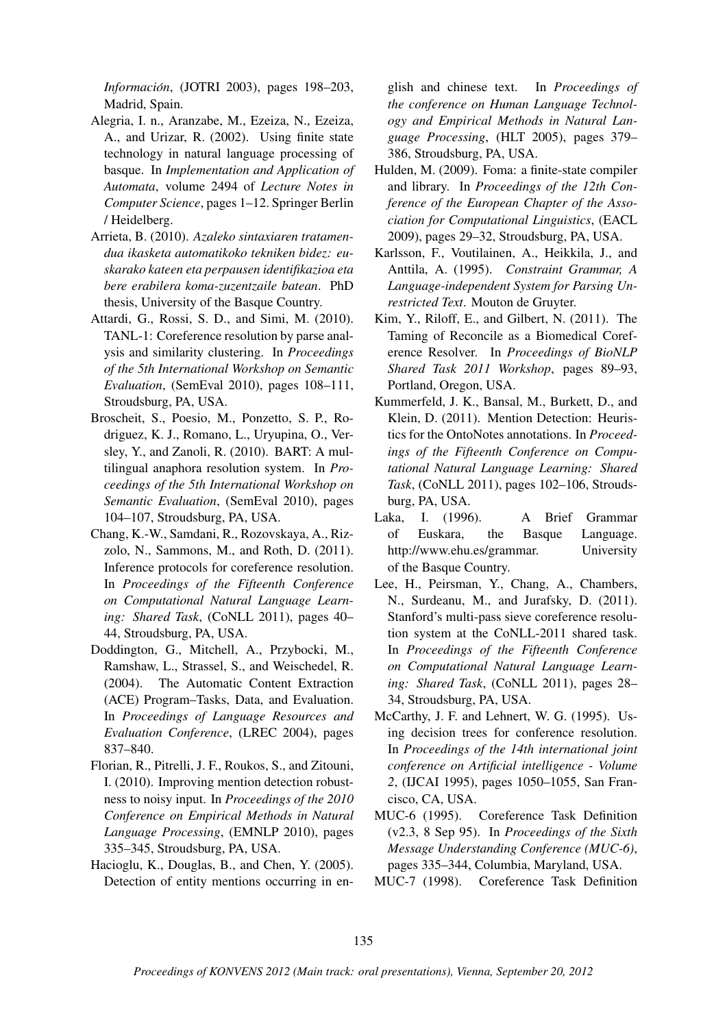*Información*, (JOTRI 2003), pages 198–203, Madrid, Spain.

Alegria, I. n., Aranzabe, M., Ezeiza, N., Ezeiza, A., and Urizar, R. (2002). Using finite state technology in natural language processing of basque. In *Implementation and Application of Automata*, volume 2494 of *Lecture Notes in Computer Science*, pages 1–12. Springer Berlin / Heidelberg.

Arrieta, B. (2010). *Azaleko sintaxiaren tratamendua ikasketa automatikoko tekniken bidez: euskarako kateen eta perpausen identifikazioa eta bere erabilera koma-zuzentzaile batean*. PhD thesis, University of the Basque Country.

Attardi, G., Rossi, S. D., and Simi, M. (2010). TANL-1: Coreference resolution by parse analysis and similarity clustering. In *Proceedings of the 5th International Workshop on Semantic Evaluation*, (SemEval 2010), pages 108–111, Stroudsburg, PA, USA.

Broscheit, S., Poesio, M., Ponzetto, S. P., Rodriguez, K. J., Romano, L., Uryupina, O., Versley, Y., and Zanoli, R. (2010). BART: A multilingual anaphora resolution system. In *Proceedings of the 5th International Workshop on Semantic Evaluation*, (SemEval 2010), pages 104–107, Stroudsburg, PA, USA.

Chang, K.-W., Samdani, R., Rozovskaya, A., Rizzolo, N., Sammons, M., and Roth, D. (2011). Inference protocols for coreference resolution. In *Proceedings of the Fifteenth Conference on Computational Natural Language Learning: Shared Task*, (CoNLL 2011), pages 40–44, Stroudsburg, PA, USA.

Doddington, G., Mitchell, A., Przybocki, M., Ramshaw, L., Strassel, S., and Weischedel, R. (2004). The Automatic Content Extraction (ACE) Program–Tasks, Data, and Evaluation. In *Proceedings of Language Resources and Evaluation Conference*, (LREC 2004), pages 837–840.

Florian, R., Pitrelli, J. F., Roukos, S., and Zitouni, I. (2010). Improving mention detection robustness to noisy input. In *Proceedings of the 2010 Conference on Empirical Methods in Natural Language Processing*, (EMNLP 2010), pages 335–345, Stroudsburg, PA, USA.

Hacioglu, K., Douglas, B., and Chen, Y. (2005). Detection of entity mentions occurring in english and chinese text. In *Proceedings of the conference on Human Language Technology and Empirical Methods in Natural Language Processing*, (HLT 2005), pages 379–386, Stroudsburg, PA, USA.

Hulden, M. (2009). Foma: a finite-state compiler and library. In *Proceedings of the 12th Conference of the European Chapter of the Association for Computational Linguistics*, (EACL 2009), pages 29–32, Stroudsburg, PA, USA.

Karlsson, F., Voutilainen, A., Heikkila, J., and Anttila, A. (1995). *Constraint Grammar, A Language-independent System for Parsing Unrestricted Text*. Mouton de Gruyter.

Kim, Y., Riloff, E., and Gilbert, N. (2011). The Taming of Reconcile as a Biomedical Coreference Resolver. In *Proceedings of BioNLP Shared Task 2011 Workshop*, pages 89–93, Portland, Oregon, USA.

Kummerfeld, J. K., Bansal, M., Burkett, D., and Klein, D. (2011). Mention Detection: Heuristics for the OntoNotes annotations. In *Proceedings of the Fifteenth Conference on Computational Natural Language Learning: Shared Task*, (CoNLL 2011), pages 102–106, Stroudsburg, PA, USA.

Laka, I. (1996). A Brief Grammar of Euskara, the Basque Language. http://www.ehu.es/grammar. University of the Basque Country.

Lee, H., Peirsman, Y., Chang, A., Chambers, N., Surdeanu, M., and Jurafsky, D. (2011). Stanford's multi-pass sieve coreference resolution system at the CoNLL-2011 shared task. In *Proceedings of the Fifteenth Conference on Computational Natural Language Learning: Shared Task*, (CoNLL 2011), pages 28–34, Stroudsburg, PA, USA.

McCarthy, J. F. and Lehnert, W. G. (1995). Using decision trees for conference resolution. In *Proceedings of the 14th international joint conference on Artificial intelligence - Volume 2*, (IJCAI 1995), pages 1050–1055, San Francisco, CA, USA.

MUC-6 (1995). Coreference Task Definition (v2.3, 8 Sep 95). In *Proceedings of the Sixth Message Understanding Conference (MUC-6)*, pages 335–344, Columbia, Maryland, USA.

MUC-7 (1998). Coreference Task Definition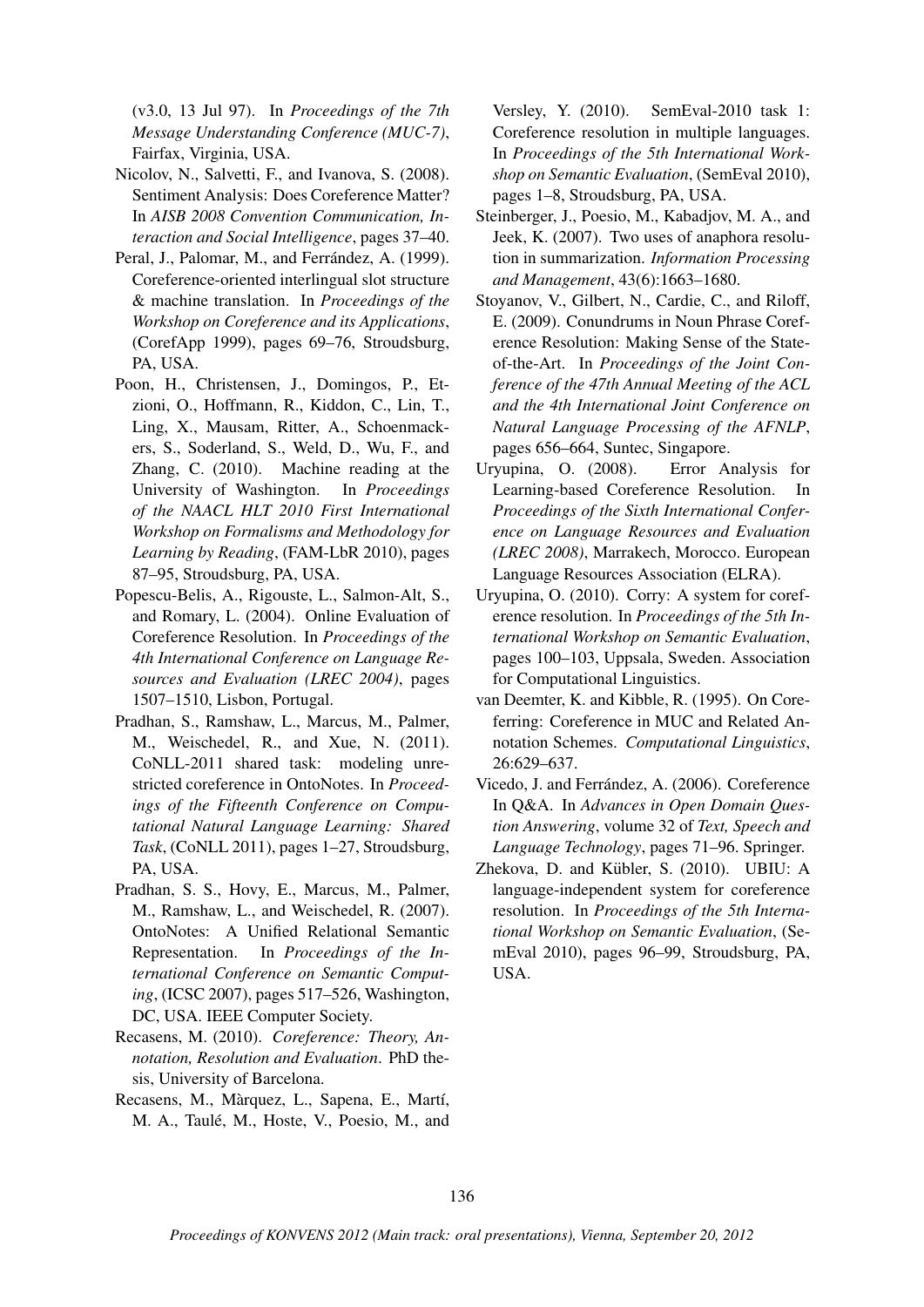(v3.0, 13 Jul 97). In *Proceedings of the 7th Message Understanding Conference (MUC-7)*, Fairfax, Virginia, USA.

Nicolov, N., Salvetti, F., and Ivanova, S. (2008). Sentiment Analysis: Does Coreference Matter? In *AISB 2008 Convention Communication, Interaction and Social Intelligence*, pages 37–40.

Peral, J., Palomar, M., and Ferrández, A. (1999). Coreference-oriented interlingual slot structure & machine translation. In *Proceedings of the Workshop on Coreference and its Applications*, (CorefApp 1999), pages 69–76, Stroudsburg, PA, USA.

Poon, H., Christensen, J., Domingos, P., Etzioni, O., Hoffmann, R., Kiddon, C., Lin, T., Ling, X., Mausam, Ritter, A., Schoenmackers, S., Soderland, S., Weld, D., Wu, F., and Zhang, C. (2010). Machine reading at the University of Washington. In *Proceedings of the NAACL HLT 2010 First International Workshop on Formalisms and Methodology for Learning by Reading*, (FAM-LbR 2010), pages 87–95, Stroudsburg, PA, USA.

Popescu-Belis, A., Rigouste, L., Salmon-Alt, S., and Romary, L. (2004). Online Evaluation of Coreference Resolution. In *Proceedings of the 4th International Conference on Language Resources and Evaluation (LREC 2004)*, pages 1507–1510, Lisbon, Portugal.

Pradhan, S., Ramshaw, L., Marcus, M., Palmer, M., Weischedel, R., and Xue, N. (2011). CoNLL-2011 shared task: modeling unrestricted coreference in OntoNotes. In *Proceedings of the Fifteenth Conference on Computational Natural Language Learning: Shared Task*, (CoNLL 2011), pages 1–27, Stroudsburg, PA, USA.

Pradhan, S. S., Hovy, E., Marcus, M., Palmer, M., Ramshaw, L., and Weischedel, R. (2007). OntoNotes: A Unified Relational Semantic Representation. In *Proceedings of the International Conference on Semantic Computing*, (ICSC 2007), pages 517–526, Washington, DC, USA. IEEE Computer Society.

Recasens, M. (2010). *Coreference: Theory, Annotation, Resolution and Evaluation*. PhD thesis, University of Barcelona.

Recasens, M., Màrquez, L., Sapena, E., Martí, M. A., Taulé, M., Hoste, V., Poesio, M., and Versley, Y. (2010). SemEval-2010 task 1: Coreference resolution in multiple languages. In *Proceedings of the 5th International Workshop on Semantic Evaluation*, (SemEval 2010), pages 1–8, Stroudsburg, PA, USA.

Steinberger, J., Poesio, M., Kabadjov, M. A., and Jeek, K. (2007). Two uses of anaphora resolution in summarization. *Information Processing and Management*, 43(6):1663–1680.

Stoyanov, V., Gilbert, N., Cardie, C., and Riloff, E. (2009). Conundrums in Noun Phrase Coreference Resolution: Making Sense of the State-of-the-Art. In *Proceedings of the Joint Conference of the 47th Annual Meeting of the ACL and the 4th International Joint Conference on Natural Language Processing of the AFNLP*, pages 656–664, Suntec, Singapore.

Uryupina, O. (2008). Error Analysis for Learning-based Coreference Resolution. In *Proceedings of the Sixth International Conference on Language Resources and Evaluation (LREC 2008)*, Marrakech, Morocco. European Language Resources Association (ELRA).

Uryupina, O. (2010). Corry: A system for coreference resolution. In *Proceedings of the 5th International Workshop on Semantic Evaluation*, pages 100–103, Uppsala, Sweden. Association for Computational Linguistics.

van Deemter, K. and Kibble, R. (1995). On Coreferring: Coreference in MUC and Related Annotation Schemes. *Computational Linguistics*, 26:629–637.

Vicedo, J. and Ferrández, A. (2006). Coreference In Q&A. In *Advances in Open Domain Question Answering*, volume 32 of *Text, Speech and Language Technology*, pages 71–96. Springer.

Zhekova, D. and Kübler, S. (2010). UBIU: A language-independent system for coreference resolution. In *Proceedings of the 5th International Workshop on Semantic Evaluation*, (SemEval 2010), pages 96–99, Stroudsburg, PA, USA.